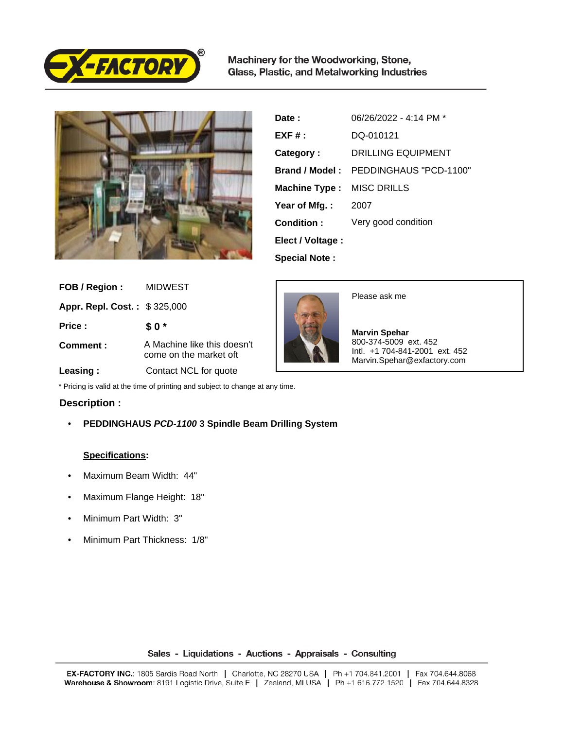Machinery for the Woodworking, Stone, Glass, Plastic, and Metalworking Industries

| | |
|---|---|
| **Date :** | 06/26/2022 - 4:14 PM * |
| **EXF # :** | DQ-010121 |
| **Category :** | DRILLING EQUIPMENT |
| **Brand / Model :** | PEDDINGHAUS "PCD-1100" |
| **Machine Type :** | MISC DRILLS |
| **Year of Mfg. :** | 2007 |
| **Condition :** | Very good condition |
| **Elect / Voltage :** | |
| **Special Note :** | |

| | |
|---|---|
| **FOB / Region :** | MIDWEST |
| **Appr. Repl. Cost. :** | $ 325,000 |
| **Price :** | **$ 0 *** |
| **Comment :** | A Machine like this doesn't come on the market oft |
| **Leasing :** | Contact NCL for quote |

Please ask me

**Marvin Spehar**
800-374-5009 ext. 452
Intl. +1 704-841-2001 ext. 452
Marvin.Spehar@exfactory.com

* Pricing is valid at the time of printing and subject to change at any time.

## Description :

- **PEDDINGHAUS *PCD-1100* 3 Spindle Beam Drilling System**

**Specifications:**

- Maximum Beam Width: 44"
- Maximum Flange Height: 18"
- Minimum Part Width: 3"
- Minimum Part Thickness: 1/8"

Sales - Liquidations - Auctions - Appraisals - Consulting

**EX-FACTORY INC.**: 1805 Sardis Road North | Charlotte, NC 28270 USA | Ph +1 704.841.2001 | Fax 704.644.8068
**Warehouse & Showroom**: 8191 Logistic Drive, Suite E | Zeeland, MI USA | Ph +1 616.772.1520 | Fax 704.644.8328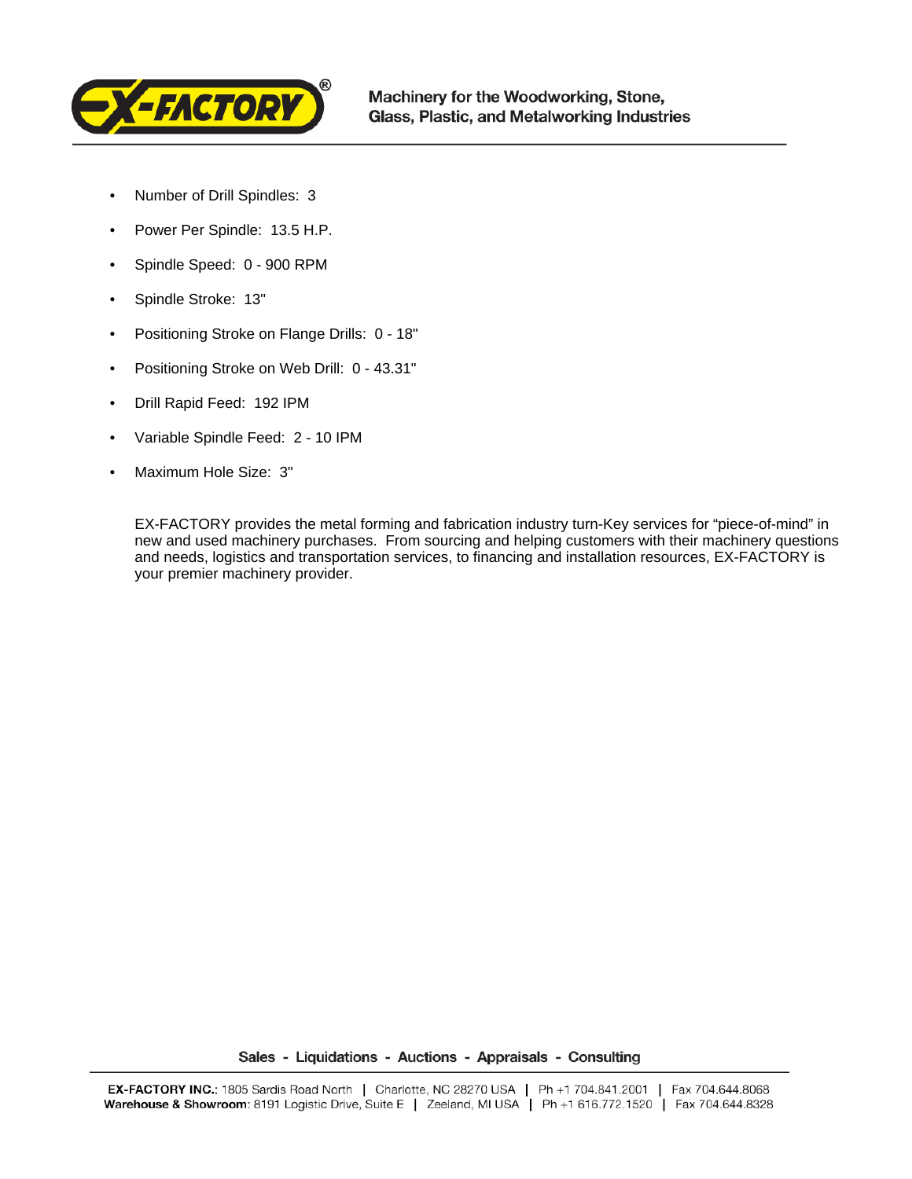- Number of Drill Spindles: 3
- Power Per Spindle: 13.5 H.P.
- Spindle Speed: 0 - 900 RPM
- Spindle Stroke: 13"
- Positioning Stroke on Flange Drills: 0 - 18"
- Positioning Stroke on Web Drill: 0 - 43.31"
- Drill Rapid Feed: 192 IPM
- Variable Spindle Feed: 2 - 10 IPM
- Maximum Hole Size: 3"

EX-FACTORY provides the metal forming and fabrication industry turn-Key services for “piece-of-mind” in new and used machinery purchases. From sourcing and helping customers with their machinery questions and needs, logistics and transportation services, to financing and installation resources, EX-FACTORY is your premier machinery provider.